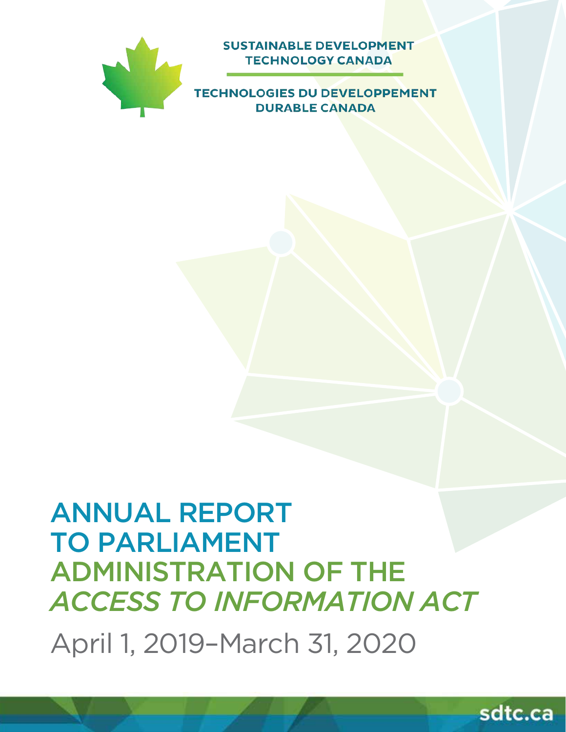SUSTAINABLE DEVELOPMENT TECHNOLOGY CANADA

TECHNOLOGIES DU DEVELOPPEMENT DURABLE CANADA

# ANNUAL REPORT TO PARLIAMENT ADMINISTRATION OF THE *ACCESS TO INFORMATION ACT*

April 1, 2019–March 31, 2020

sdtc.ca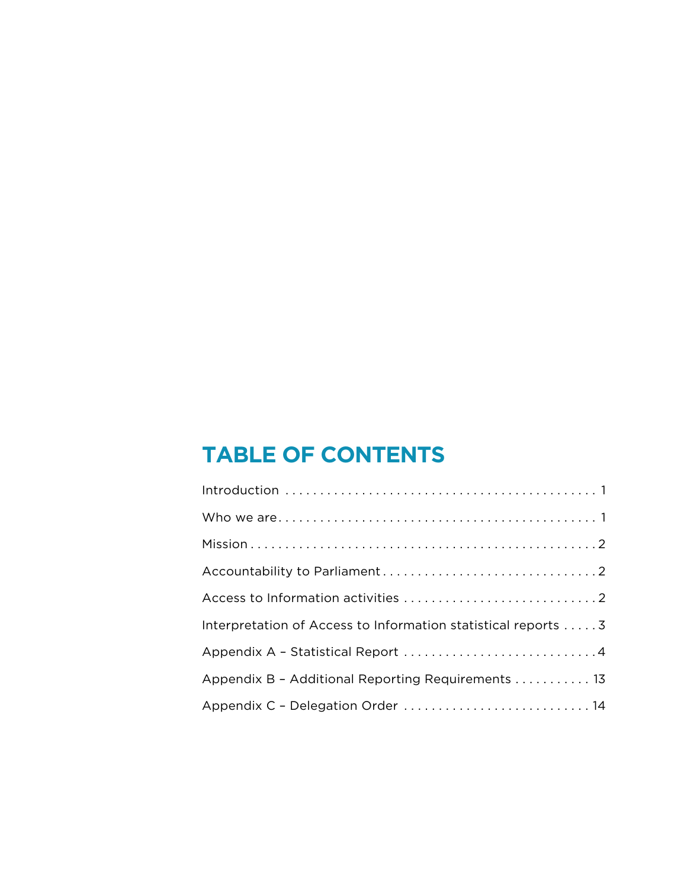# TABLE OF CONTENTS

Introduction . . . . . . . . . . . . . . . . . . . . . . . . . . . . . . . . . . . . . . . . . . . . . 1

Who we are . . . . . . . . . . . . . . . . . . . . . . . . . . . . . . . . . . . . . . . . . . . . . 1

Mission . . . . . . . . . . . . . . . . . . . . . . . . . . . . . . . . . . . . . . . . . . . . . . . . 2

Accountability to Parliament . . . . . . . . . . . . . . . . . . . . . . . . . . . . . . . 2

Access to Information activities . . . . . . . . . . . . . . . . . . . . . . . . . . . . 2

Interpretation of Access to Information statistical reports . . . . . 3

Appendix A – Statistical Report . . . . . . . . . . . . . . . . . . . . . . . . . . . . 4

Appendix B – Additional Reporting Requirements . . . . . . . . . . . 13

Appendix C – Delegation Order . . . . . . . . . . . . . . . . . . . . . . . . . . . 14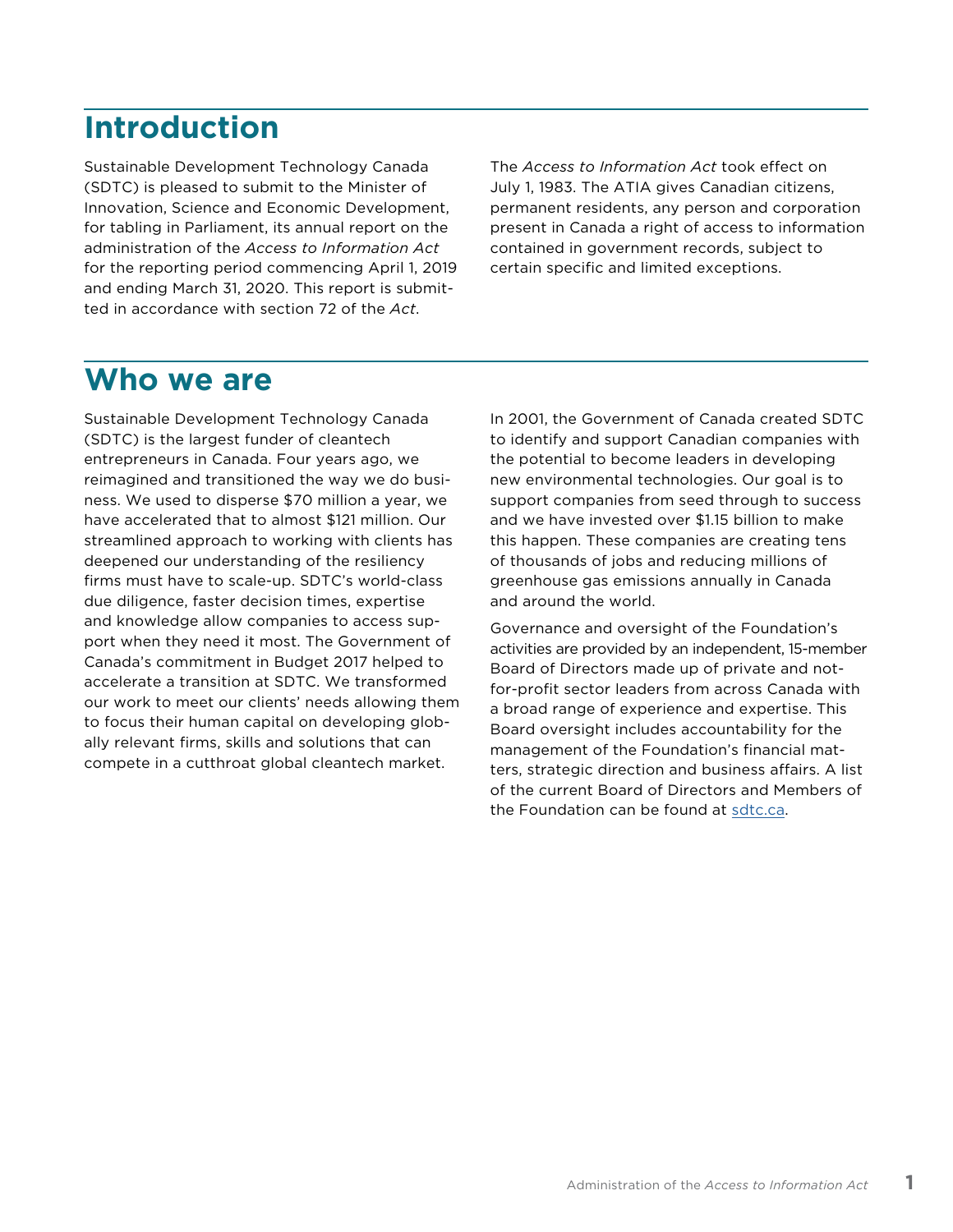# Introduction

Sustainable Development Technology Canada (SDTC) is pleased to submit to the Minister of Innovation, Science and Economic Development, for tabling in Parliament, its annual report on the administration of the *Access to Information Act* for the reporting period commencing April 1, 2019 and ending March 31, 2020. This report is submitted in accordance with section 72 of the *Act*.

The *Access to Information Act* took effect on July 1, 1983. The ATIA gives Canadian citizens, permanent residents, any person and corporation present in Canada a right of access to information contained in government records, subject to certain specific and limited exceptions.

# Who we are

Sustainable Development Technology Canada (SDTC) is the largest funder of cleantech entrepreneurs in Canada. Four years ago, we reimagined and transitioned the way we do business. We used to disperse $70 million a year, we have accelerated that to almost $121 million. Our streamlined approach to working with clients has deepened our understanding of the resiliency firms must have to scale-up. SDTC's world-class due diligence, faster decision times, expertise and knowledge allow companies to access support when they need it most. The Government of Canada's commitment in Budget 2017 helped to accelerate a transition at SDTC. We transformed our work to meet our clients' needs allowing them to focus their human capital on developing globally relevant firms, skills and solutions that can compete in a cutthroat global cleantech market.

In 2001, the Government of Canada created SDTC to identify and support Canadian companies with the potential to become leaders in developing new environmental technologies. Our goal is to support companies from seed through to success and we have invested over $1.15 billion to make this happen. These companies are creating tens of thousands of jobs and reducing millions of greenhouse gas emissions annually in Canada and around the world.

Governance and oversight of the Foundation's activities are provided by an independent, 15-member Board of Directors made up of private and not-for-profit sector leaders from across Canada with a broad range of experience and expertise. This Board oversight includes accountability for the management of the Foundation's financial matters, strategic direction and business affairs. A list of the current Board of Directors and Members of the Foundation can be found at sdtc.ca.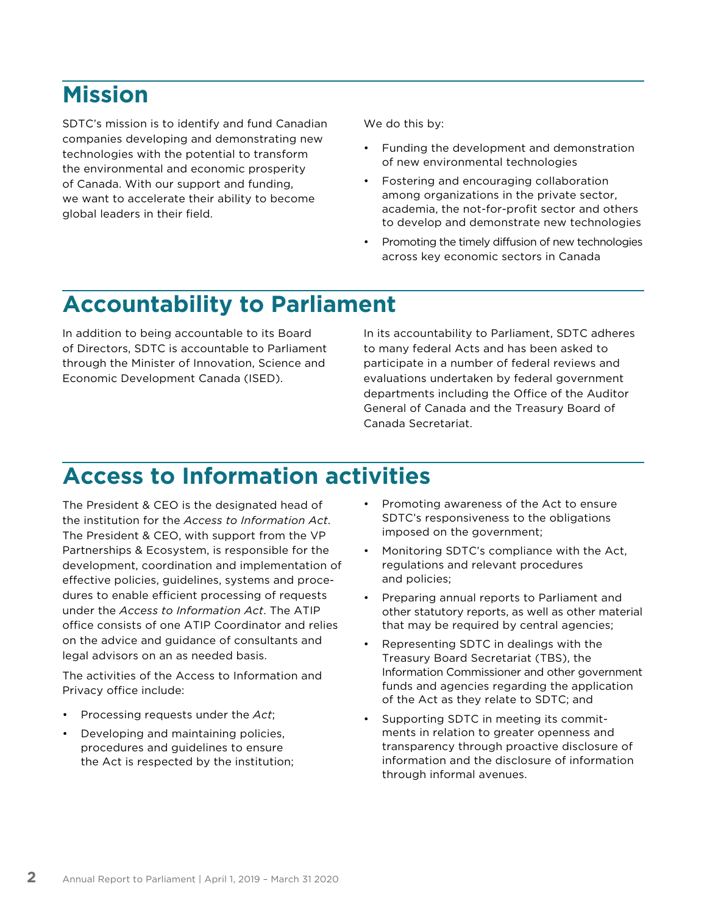# Mission

SDTC's mission is to identify and fund Canadian companies developing and demonstrating new technologies with the potential to transform the environmental and economic prosperity of Canada. With our support and funding, we want to accelerate their ability to become global leaders in their field.

We do this by:

- Funding the development and demonstration of new environmental technologies
- Fostering and encouraging collaboration among organizations in the private sector, academia, the not-for-profit sector and others to develop and demonstrate new technologies
- Promoting the timely diffusion of new technologies across key economic sectors in Canada

# Accountability to Parliament

In addition to being accountable to its Board of Directors, SDTC is accountable to Parliament through the Minister of Innovation, Science and Economic Development Canada (ISED).

In its accountability to Parliament, SDTC adheres to many federal Acts and has been asked to participate in a number of federal reviews and evaluations undertaken by federal government departments including the Office of the Auditor General of Canada and the Treasury Board of Canada Secretariat.

# Access to Information activities

The President & CEO is the designated head of the institution for the *Access to Information Act*. The President & CEO, with support from the VP Partnerships & Ecosystem, is responsible for the development, coordination and implementation of effective policies, guidelines, systems and procedures to enable efficient processing of requests under the *Access to Information Act*. The ATIP office consists of one ATIP Coordinator and relies on the advice and guidance of consultants and legal advisors on an as needed basis.

The activities of the Access to Information and Privacy office include:

- Processing requests under the *Act*;
- Developing and maintaining policies, procedures and guidelines to ensure the Act is respected by the institution;
- Promoting awareness of the Act to ensure SDTC's responsiveness to the obligations imposed on the government;
- Monitoring SDTC's compliance with the Act, regulations and relevant procedures and policies;
- Preparing annual reports to Parliament and other statutory reports, as well as other material that may be required by central agencies;
- Representing SDTC in dealings with the Treasury Board Secretariat (TBS), the Information Commissioner and other government funds and agencies regarding the application of the Act as they relate to SDTC; and
- Supporting SDTC in meeting its commitments in relation to greater openness and transparency through proactive disclosure of information and the disclosure of information through informal avenues.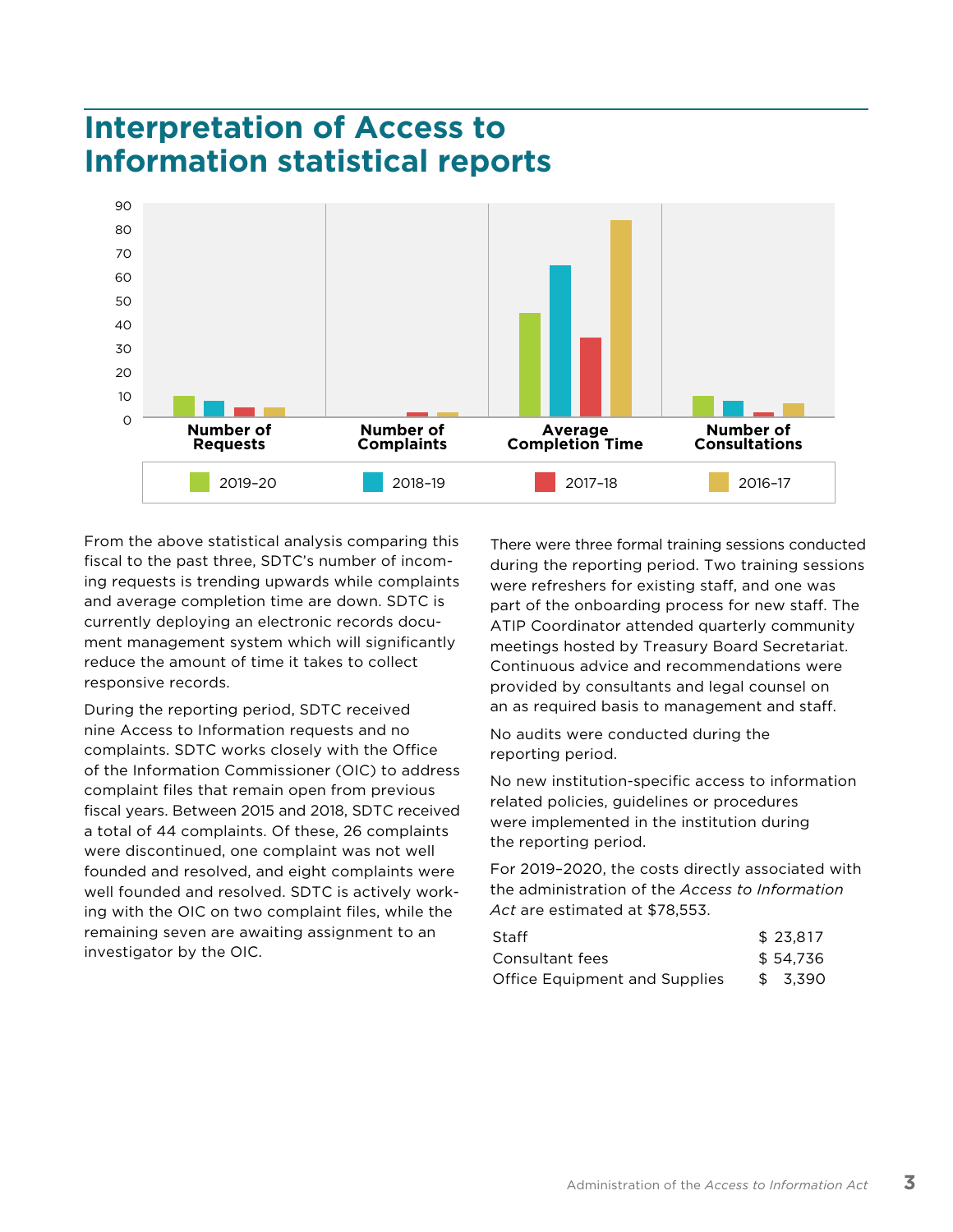# Interpretation of Access to Information statistical reports

From the above statistical analysis comparing this fiscal to the past three, SDTC's number of incoming requests is trending upwards while complaints and average completion time are down. SDTC is currently deploying an electronic records document management system which will significantly reduce the amount of time it takes to collect responsive records.

During the reporting period, SDTC received nine Access to Information requests and no complaints. SDTC works closely with the Office of the Information Commissioner (OIC) to address complaint files that remain open from previous fiscal years. Between 2015 and 2018, SDTC received a total of 44 complaints. Of these, 26 complaints were discontinued, one complaint was not well founded and resolved, and eight complaints were well founded and resolved. SDTC is actively working with the OIC on two complaint files, while the remaining seven are awaiting assignment to an investigator by the OIC.

There were three formal training sessions conducted during the reporting period. Two training sessions were refreshers for existing staff, and one was part of the onboarding process for new staff. The ATIP Coordinator attended quarterly community meetings hosted by Treasury Board Secretariat. Continuous advice and recommendations were provided by consultants and legal counsel on an as required basis to management and staff.

No audits were conducted during the reporting period.

No new institution-specific access to information related policies, guidelines or procedures were implemented in the institution during the reporting period.

For 2019–2020, the costs directly associated with the administration of the *Access to Information Act* are estimated at $78,553.

| | |
|---|---|
| Staff | $ 23,817 |
| Consultant fees | $ 54,736 |
| Office Equipment and Supplies | $ 3,390 |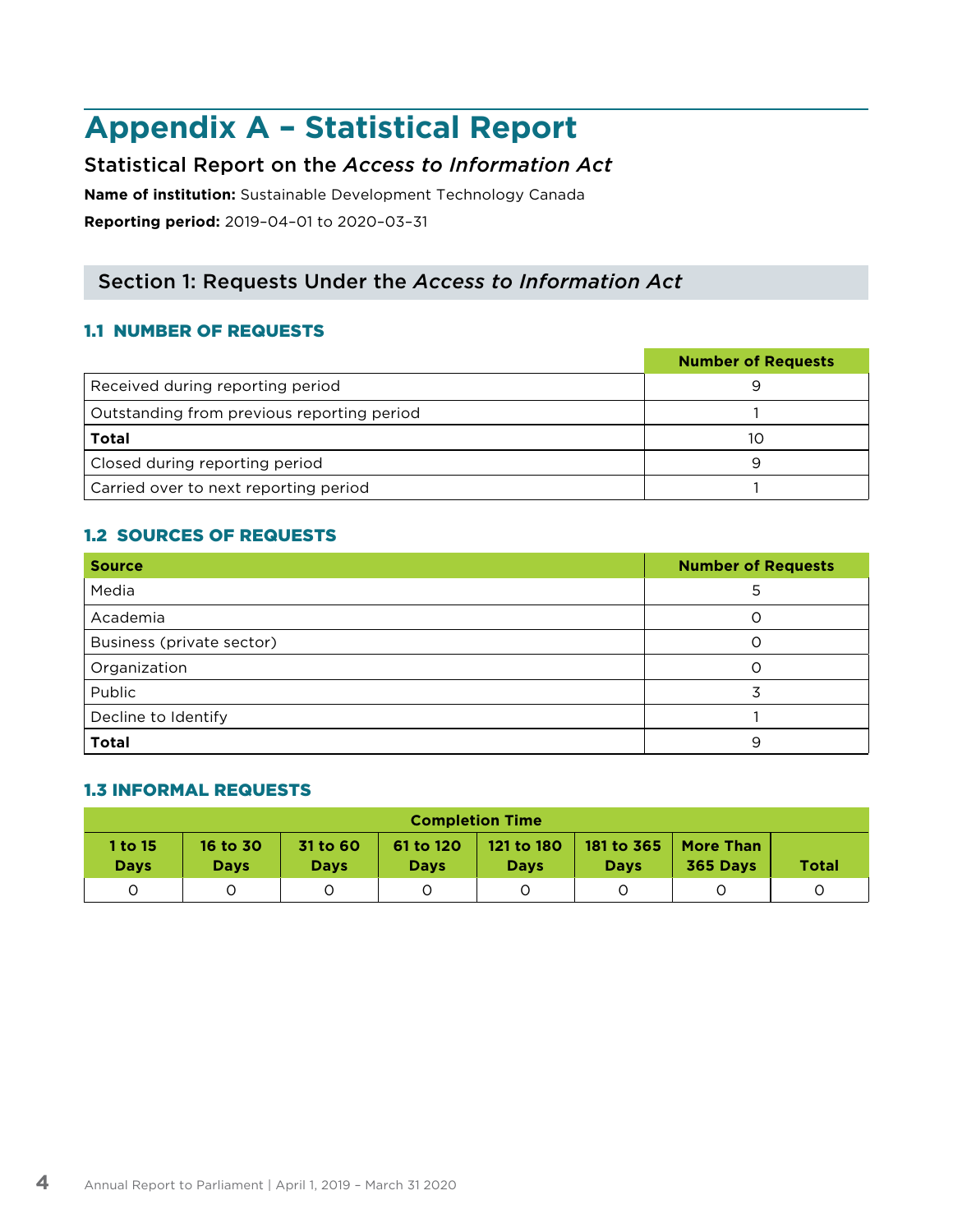# Appendix A – Statistical Report

## Statistical Report on the *Access to Information Act*

**Name of institution:** Sustainable Development Technology Canada

**Reporting period:** 2019-04-01 to 2020-03-31

## Section 1: Requests Under the *Access to Information Act*

### 1.1 NUMBER OF REQUESTS

| | Number of Requests |
|---|---|
| Received during reporting period | 9 |
| Outstanding from previous reporting period | 1 |
| **Total** | 10 |
| Closed during reporting period | 9 |
| Carried over to next reporting period | 1 |

### 1.2 SOURCES OF REQUESTS

| Source | Number of Requests |
|---|---|
| Media | 5 |
| Academia | 0 |
| Business (private sector) | 0 |
| Organization | 0 |
| Public | 3 |
| Decline to Identify | 1 |
| **Total** | 9 |

### 1.3 INFORMAL REQUESTS

| Completion Time | | | | | | | |
|---|---|---|---|---|---|---|---|
| 1 to 15 Days | 16 to 30 Days | 31 to 60 Days | 61 to 120 Days | 121 to 180 Days | 181 to 365 Days | More Than 365 Days | Total |
| 0 | 0 | 0 | 0 | 0 | 0 | 0 | 0 |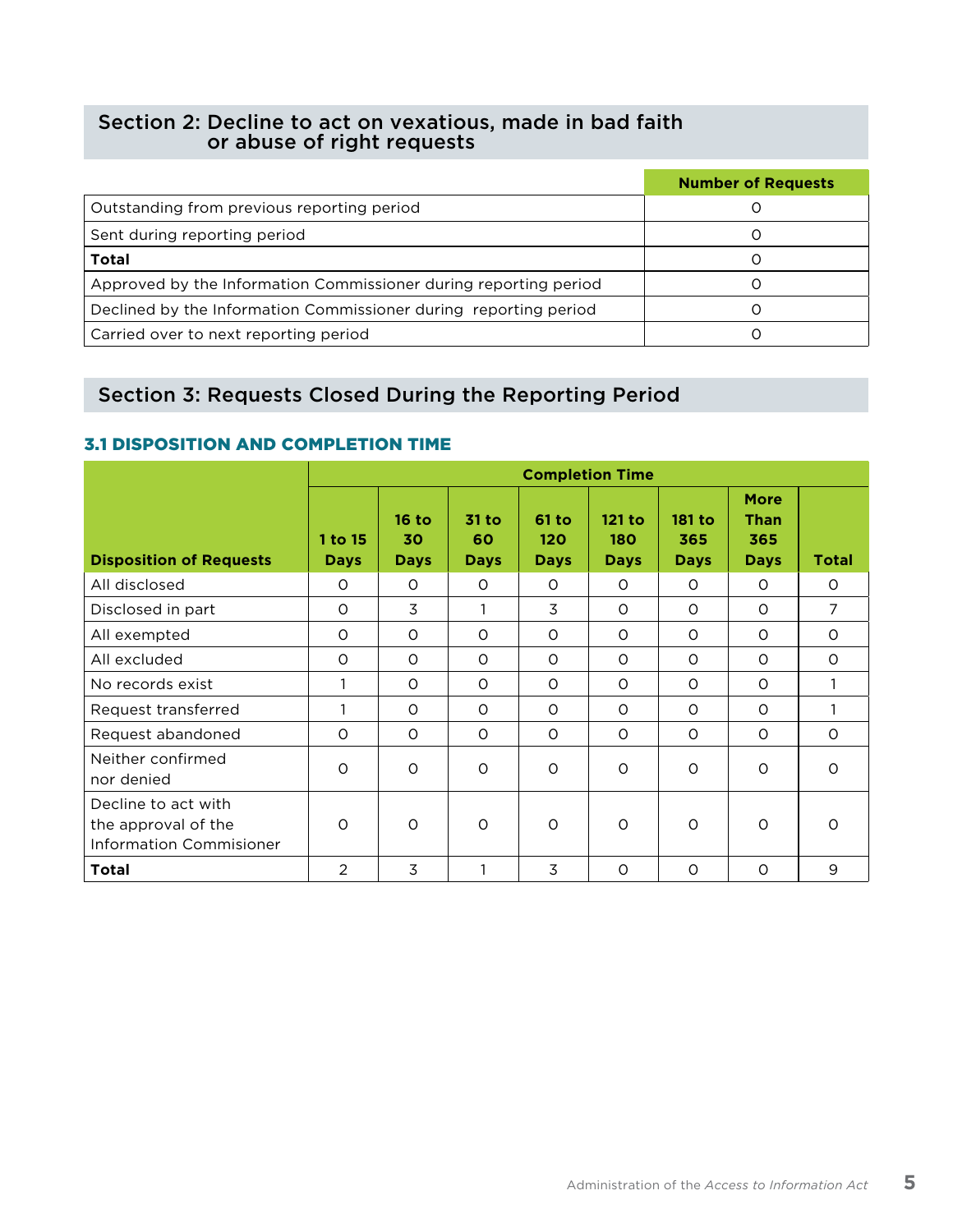## Section 2: Decline to act on vexatious, made in bad faith or abuse of right requests

| | Number of Requests |
|---|---|
| Outstanding from previous reporting period | 0 |
| Sent during reporting period | 0 |
| **Total** | 0 |
| Approved by the Information Commissioner during reporting period | 0 |
| Declined by the Information Commissioner during reporting period | 0 |
| Carried over to next reporting period | 0 |

## Section 3: Requests Closed During the Reporting Period

### 3.1 DISPOSITION AND COMPLETION TIME

| Disposition of Requests | Completion Time | | | | | | | |
|---|---|---|---|---|---|---|---|---|
| | 1 to 15 Days | 16 to 30 Days | 31 to 60 Days | 61 to 120 Days | 121 to 180 Days | 181 to 365 Days | More Than 365 Days | Total |
| All disclosed | 0 | 0 | 0 | 0 | 0 | 0 | 0 | 0 |
| Disclosed in part | 0 | 3 | 1 | 3 | 0 | 0 | 0 | 7 |
| All exempted | 0 | 0 | 0 | 0 | 0 | 0 | 0 | 0 |
| All excluded | 0 | 0 | 0 | 0 | 0 | 0 | 0 | 0 |
| No records exist | 1 | 0 | 0 | 0 | 0 | 0 | 0 | 1 |
| Request transferred | 1 | 0 | 0 | 0 | 0 | 0 | 0 | 1 |
| Request abandoned | 0 | 0 | 0 | 0 | 0 | 0 | 0 | 0 |
| Neither confirmed nor denied | 0 | 0 | 0 | 0 | 0 | 0 | 0 | 0 |
| Decline to act with the approval of the Information Commisioner | 0 | 0 | 0 | 0 | 0 | 0 | 0 | 0 |
| **Total** | 2 | 3 | 1 | 3 | 0 | 0 | 0 | 9 |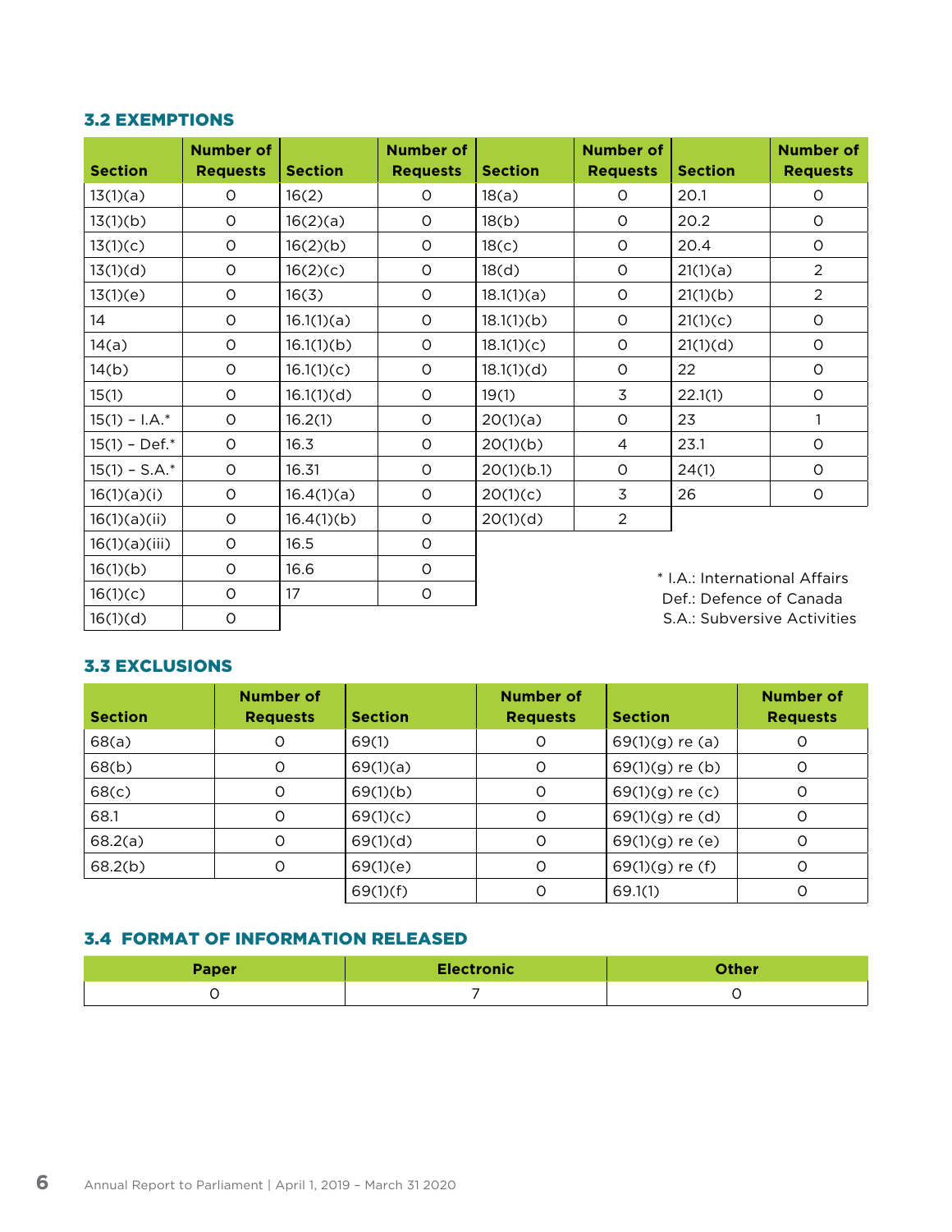### 3.2 EXEMPTIONS

| Section | Number of Requests | Section | Number of Requests | Section | Number of Requests | Section | Number of Requests |
|---|---|---|---|---|---|---|---|
| 13(1)(a) | 0 | 16(2) | 0 | 18(a) | 0 | 20.1 | 0 |
| 13(1)(b) | 0 | 16(2)(a) | 0 | 18(b) | 0 | 20.2 | 0 |
| 13(1)(c) | 0 | 16(2)(b) | 0 | 18(c) | 0 | 20.4 | 0 |
| 13(1)(d) | 0 | 16(2)(c) | 0 | 18(d) | 0 | 21(1)(a) | 2 |
| 13(1)(e) | 0 | 16(3) | 0 | 18.1(1)(a) | 0 | 21(1)(b) | 2 |
| 14 | 0 | 16.1(1)(a) | 0 | 18.1(1)(b) | 0 | 21(1)(c) | 0 |
| 14(a) | 0 | 16.1(1)(b) | 0 | 18.1(1)(c) | 0 | 21(1)(d) | 0 |
| 14(b) | 0 | 16.1(1)(c) | 0 | 18.1(1)(d) | 0 | 22 | 0 |
| 15(1) | 0 | 16.1(1)(d) | 0 | 19(1) | 3 | 22.1(1) | 0 |
| 15(1) – I.A.* | 0 | 16.2(1) | 0 | 20(1)(a) | 0 | 23 | 1 |
| 15(1) – Def.* | 0 | 16.3 | 0 | 20(1)(b) | 4 | 23.1 | 0 |
| 15(1) – S.A.* | 0 | 16.31 | 0 | 20(1)(b.1) | 0 | 24(1) | 0 |
| 16(1)(a)(i) | 0 | 16.4(1)(a) | 0 | 20(1)(c) | 3 | 26 | 0 |
| 16(1)(a)(ii) | 0 | 16.4(1)(b) | 0 | 20(1)(d) | 2 | | |
| 16(1)(a)(iii) | 0 | 16.5 | 0 | | | | |
| 16(1)(b) | 0 | 16.6 | 0 | | | | |
| 16(1)(c) | 0 | 17 | 0 | | | | |
| 16(1)(d) | 0 | | | | | | |

* I.A.: International Affairs
Def.: Defence of Canada
S.A.: Subversive Activities

### 3.3 EXCLUSIONS

| Section | Number of Requests | Section | Number of Requests | Section | Number of Requests |
|---|---|---|---|---|---|
| 68(a) | 0 | 69(1) | 0 | 69(1)(g) re (a) | 0 |
| 68(b) | 0 | 69(1)(a) | 0 | 69(1)(g) re (b) | 0 |
| 68(c) | 0 | 69(1)(b) | 0 | 69(1)(g) re (c) | 0 |
| 68.1 | 0 | 69(1)(c) | 0 | 69(1)(g) re (d) | 0 |
| 68.2(a) | 0 | 69(1)(d) | 0 | 69(1)(g) re (e) | 0 |
| 68.2(b) | 0 | 69(1)(e) | 0 | 69(1)(g) re (f) | 0 |
| | | 69(1)(f) | 0 | 69.1(1) | 0 |

### 3.4 FORMAT OF INFORMATION RELEASED

| Paper | Electronic | Other |
|---|---|---|
| 0 | 7 | 0 |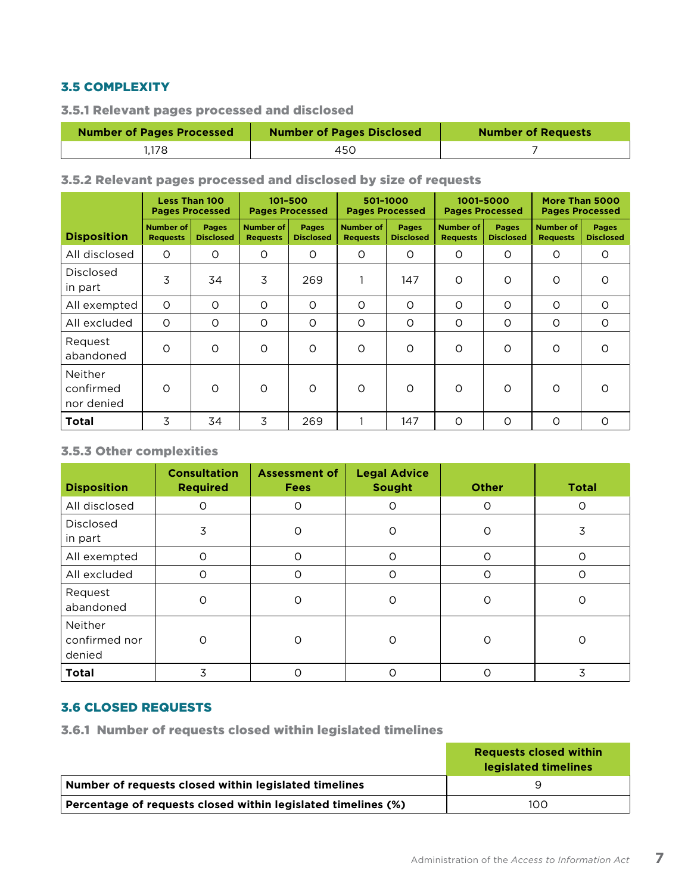## 3.5 COMPLEXITY

### 3.5.1 Relevant pages processed and disclosed

| Number of Pages Processed | Number of Pages Disclosed | Number of Requests |
|---|---|---|
| 1,178 | 450 | 7 |

### 3.5.2 Relevant pages processed and disclosed by size of requests

| Disposition | Less Than 100 Pages Processed | | 101-500 Pages Processed | | 501-1000 Pages Processed | | 1001-5000 Pages Processed | | More Than 5000 Pages Processed | |
|---|---|---|---|---|---|---|---|---|---|---|
| | Number of Requests | Pages Disclosed | Number of Requests | Pages Disclosed | Number of Requests | Pages Disclosed | Number of Requests | Pages Disclosed | Number of Requests | Pages Disclosed |
| All disclosed | 0 | 0 | 0 | 0 | 0 | 0 | 0 | 0 | 0 | 0 |
| Disclosed in part | 3 | 34 | 3 | 269 | 1 | 147 | 0 | 0 | 0 | 0 |
| All exempted | 0 | 0 | 0 | 0 | 0 | 0 | 0 | 0 | 0 | 0 |
| All excluded | 0 | 0 | 0 | 0 | 0 | 0 | 0 | 0 | 0 | 0 |
| Request abandoned | 0 | 0 | 0 | 0 | 0 | 0 | 0 | 0 | 0 | 0 |
| Neither confirmed nor denied | 0 | 0 | 0 | 0 | 0 | 0 | 0 | 0 | 0 | 0 |
| **Total** | 3 | 34 | 3 | 269 | 1 | 147 | 0 | 0 | 0 | 0 |

### 3.5.3 Other complexities

| Disposition | Consultation Required | Assessment of Fees | Legal Advice Sought | Other | Total |
|---|---|---|---|---|---|
| All disclosed | 0 | 0 | 0 | 0 | 0 |
| Disclosed in part | 3 | 0 | 0 | 0 | 3 |
| All exempted | 0 | 0 | 0 | 0 | 0 |
| All excluded | 0 | 0 | 0 | 0 | 0 |
| Request abandoned | 0 | 0 | 0 | 0 | 0 |
| Neither confirmed nor denied | 0 | 0 | 0 | 0 | 0 |
| **Total** | 3 | 0 | 0 | 0 | 3 |

## 3.6 CLOSED REQUESTS

### 3.6.1 Number of requests closed within legislated timelines

| | Requests closed within legislated timelines |
|---|---|
| **Number of requests closed within legislated timelines** | 9 |
| **Percentage of requests closed within legislated timelines (%)** | 100 |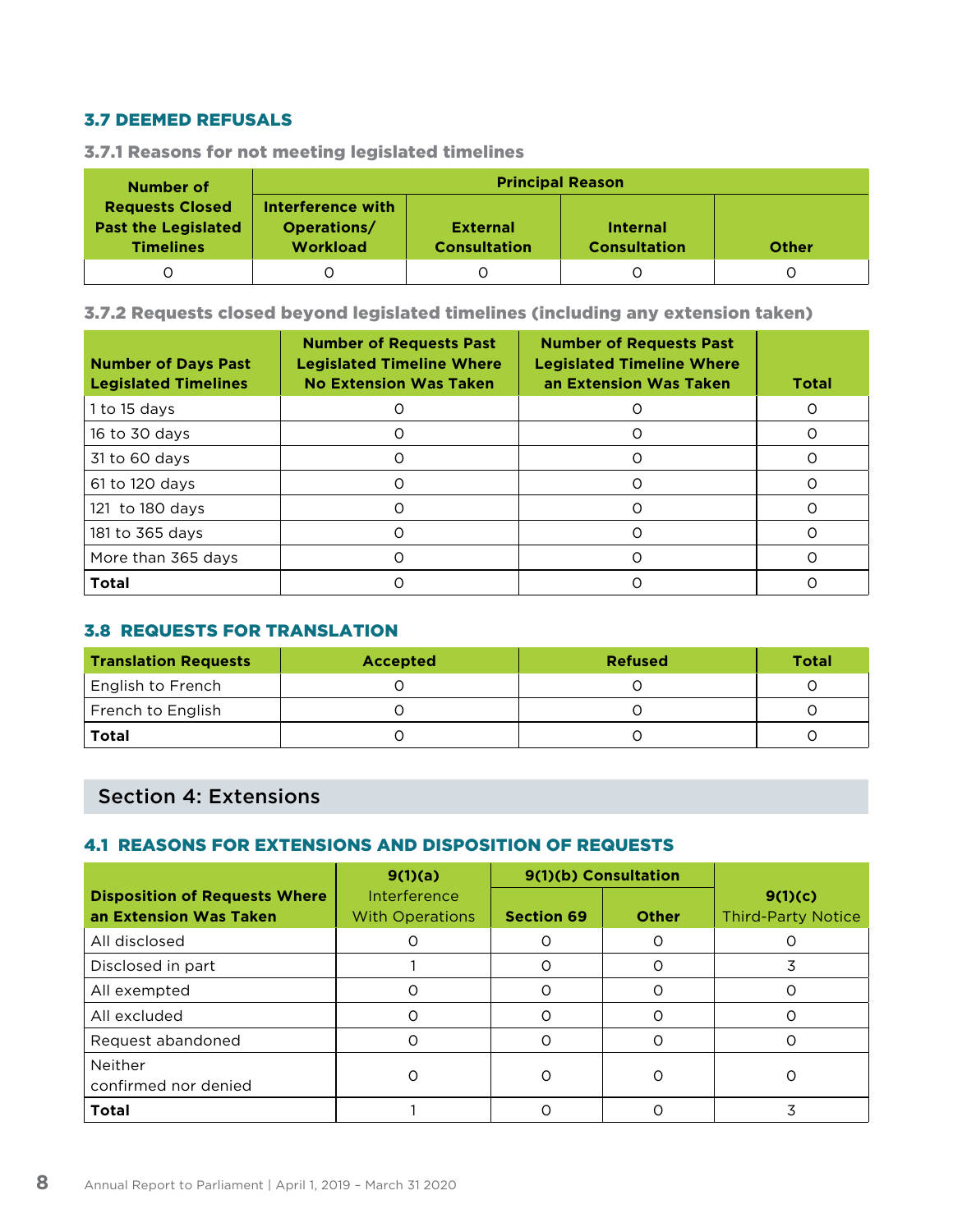### 3.7 DEEMED REFUSALS

#### 3.7.1 Reasons for not meeting legislated timelines

| Number of Requests Closed Past the Legislated Timelines | Principal Reason | | | |
|---|---|---|---|---|
| | Interference with Operations/ Workload | External Consultation | Internal Consultation | Other |
| 0 | 0 | 0 | 0 | 0 |

#### 3.7.2 Requests closed beyond legislated timelines (including any extension taken)

| Number of Days Past Legislated Timelines | Number of Requests Past Legislated Timeline Where No Extension Was Taken | Number of Requests Past Legislated Timeline Where an Extension Was Taken | Total |
|---|---|---|---|
| 1 to 15 days | 0 | 0 | 0 |
| 16 to 30 days | 0 | 0 | 0 |
| 31 to 60 days | 0 | 0 | 0 |
| 61 to 120 days | 0 | 0 | 0 |
| 121 to 180 days | 0 | 0 | 0 |
| 181 to 365 days | 0 | 0 | 0 |
| More than 365 days | 0 | 0 | 0 |
| **Total** | 0 | 0 | 0 |

### 3.8 REQUESTS FOR TRANSLATION

| Translation Requests | Accepted | Refused | Total |
|---|---|---|---|
| English to French | 0 | 0 | 0 |
| French to English | 0 | 0 | 0 |
| **Total** | 0 | 0 | 0 |

## Section 4: Extensions

### 4.1 REASONS FOR EXTENSIONS AND DISPOSITION OF REQUESTS

| Disposition of Requests Where an Extension Was Taken | 9(1)(a) Interference With Operations | 9(1)(b) Consultation | | 9(1)(c) Third-Party Notice |
|---|---|---|---|---|
| | | Section 69 | Other | |
| All disclosed | 0 | 0 | 0 | 0 |
| Disclosed in part | 1 | 0 | 0 | 3 |
| All exempted | 0 | 0 | 0 | 0 |
| All excluded | 0 | 0 | 0 | 0 |
| Request abandoned | 0 | 0 | 0 | 0 |
| Neither confirmed nor denied | 0 | 0 | 0 | 0 |
| **Total** | 1 | 0 | 0 | 3 |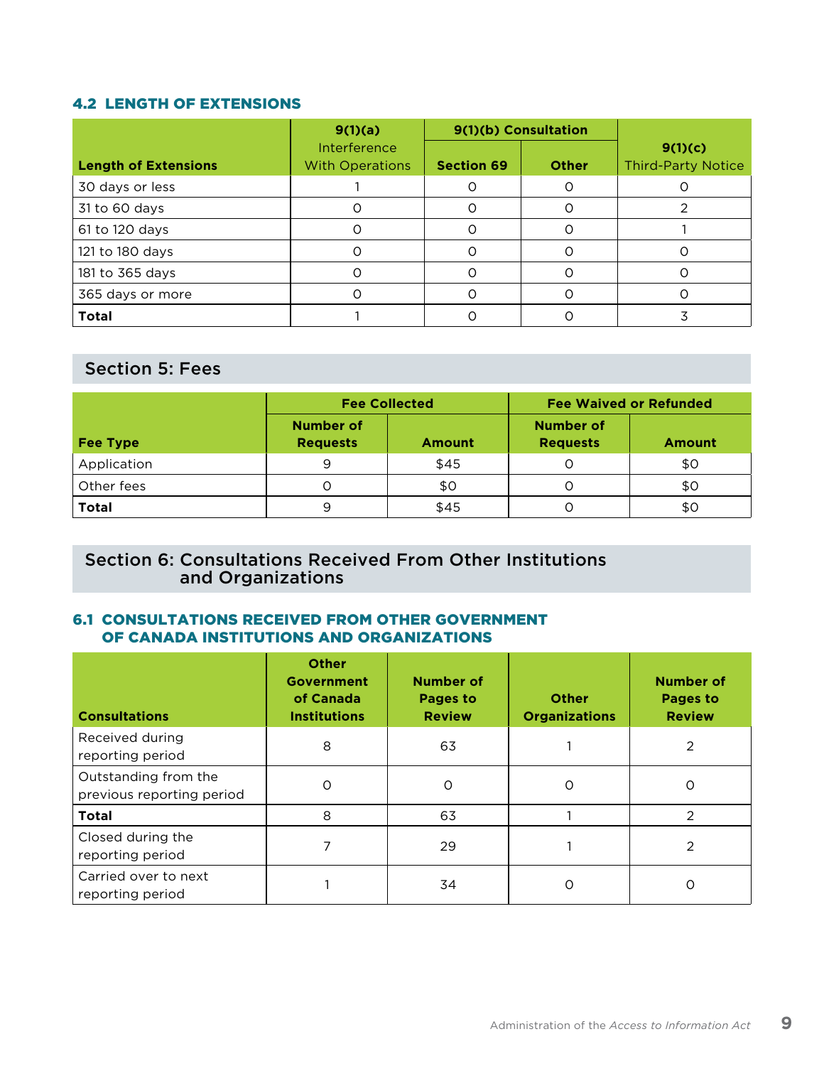### 4.2 LENGTH OF EXTENSIONS

| Length of Extensions | 9(1)(a) Interference With Operations | 9(1)(b) Consultation | | 9(1)(c) Third-Party Notice |
|---|---|---|---|---|
| | | Section 69 | Other | |
| 30 days or less | 1 | 0 | 0 | 0 |
| 31 to 60 days | 0 | 0 | 0 | 2 |
| 61 to 120 days | 0 | 0 | 0 | 1 |
| 121 to 180 days | 0 | 0 | 0 | 0 |
| 181 to 365 days | 0 | 0 | 0 | 0 |
| 365 days or more | 0 | 0 | 0 | 0 |
| **Total** | 1 | 0 | 0 | 3 |

## Section 5: Fees

| Fee Type | Fee Collected | | Fee Waived or Refunded | |
|---|---|---|---|---|
| | Number of Requests | Amount | Number of Requests | Amount |
| Application | 9 | $45 | 0 | $0 |
| Other fees | 0 | $0 | 0 | $0 |
| **Total** | 9 | $45 | 0 | $0 |

## Section 6: Consultations Received From Other Institutions and Organizations

### 6.1 CONSULTATIONS RECEIVED FROM OTHER GOVERNMENT OF CANADA INSTITUTIONS AND ORGANIZATIONS

| Consultations | Other Government of Canada Institutions | Number of Pages to Review | Other Organizations | Number of Pages to Review |
|---|---|---|---|---|
| Received during reporting period | 8 | 63 | 1 | 2 |
| Outstanding from the previous reporting period | 0 | 0 | 0 | 0 |
| **Total** | 8 | 63 | 1 | 2 |
| Closed during the reporting period | 7 | 29 | 1 | 2 |
| Carried over to next reporting period | 1 | 34 | 0 | 0 |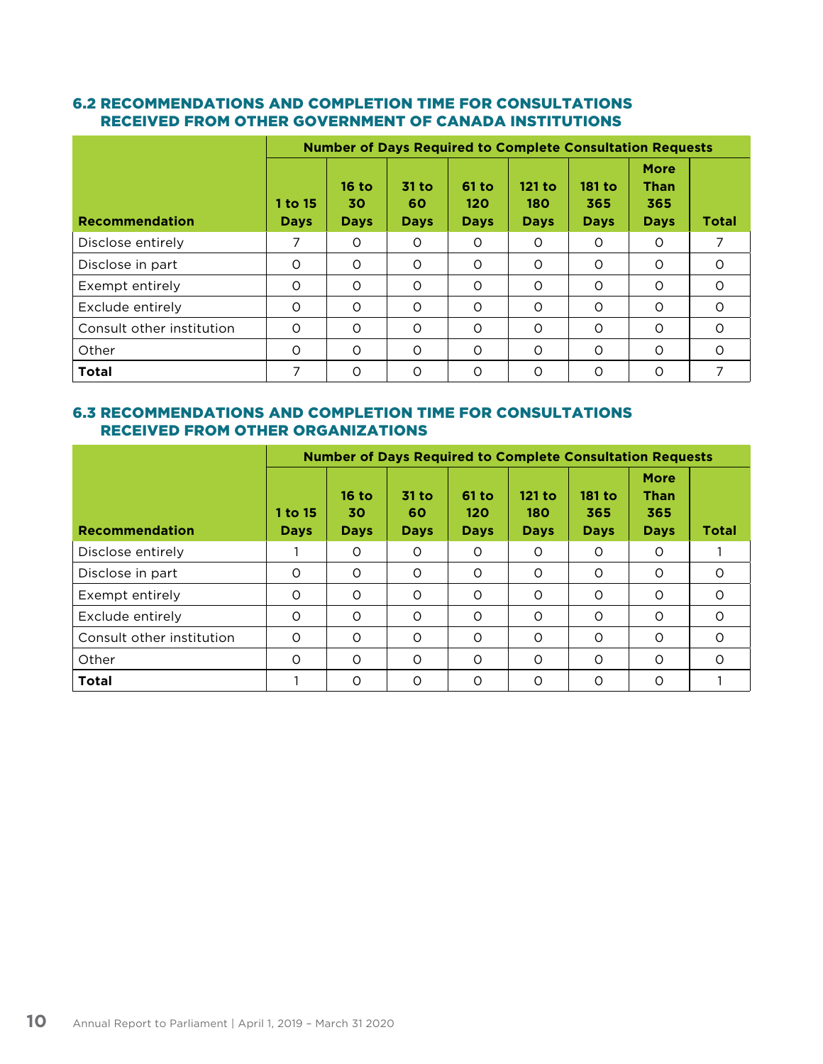### 6.2 RECOMMENDATIONS AND COMPLETION TIME FOR CONSULTATIONS RECEIVED FROM OTHER GOVERNMENT OF CANADA INSTITUTIONS

| Recommendation | Number of Days Required to Complete Consultation Requests | | | | | | | |
|---|---|---|---|---|---|---|---|---|
| | 1 to 15 Days | 16 to 30 Days | 31 to 60 Days | 61 to 120 Days | 121 to 180 Days | 181 to 365 Days | More Than 365 Days | Total |
| Disclose entirely | 7 | 0 | 0 | 0 | 0 | 0 | 0 | 7 |
| Disclose in part | 0 | 0 | 0 | 0 | 0 | 0 | 0 | 0 |
| Exempt entirely | 0 | 0 | 0 | 0 | 0 | 0 | 0 | 0 |
| Exclude entirely | 0 | 0 | 0 | 0 | 0 | 0 | 0 | 0 |
| Consult other institution | 0 | 0 | 0 | 0 | 0 | 0 | 0 | 0 |
| Other | 0 | 0 | 0 | 0 | 0 | 0 | 0 | 0 |
| **Total** | 7 | 0 | 0 | 0 | 0 | 0 | 0 | 7 |

### 6.3 RECOMMENDATIONS AND COMPLETION TIME FOR CONSULTATIONS RECEIVED FROM OTHER ORGANIZATIONS

| Recommendation | Number of Days Required to Complete Consultation Requests | | | | | | | |
|---|---|---|---|---|---|---|---|---|
| | 1 to 15 Days | 16 to 30 Days | 31 to 60 Days | 61 to 120 Days | 121 to 180 Days | 181 to 365 Days | More Than 365 Days | Total |
| Disclose entirely | 1 | 0 | 0 | 0 | 0 | 0 | 0 | 1 |
| Disclose in part | 0 | 0 | 0 | 0 | 0 | 0 | 0 | 0 |
| Exempt entirely | 0 | 0 | 0 | 0 | 0 | 0 | 0 | 0 |
| Exclude entirely | 0 | 0 | 0 | 0 | 0 | 0 | 0 | 0 |
| Consult other institution | 0 | 0 | 0 | 0 | 0 | 0 | 0 | 0 |
| Other | 0 | 0 | 0 | 0 | 0 | 0 | 0 | 0 |
| **Total** | 1 | 0 | 0 | 0 | 0 | 0 | 0 | 1 |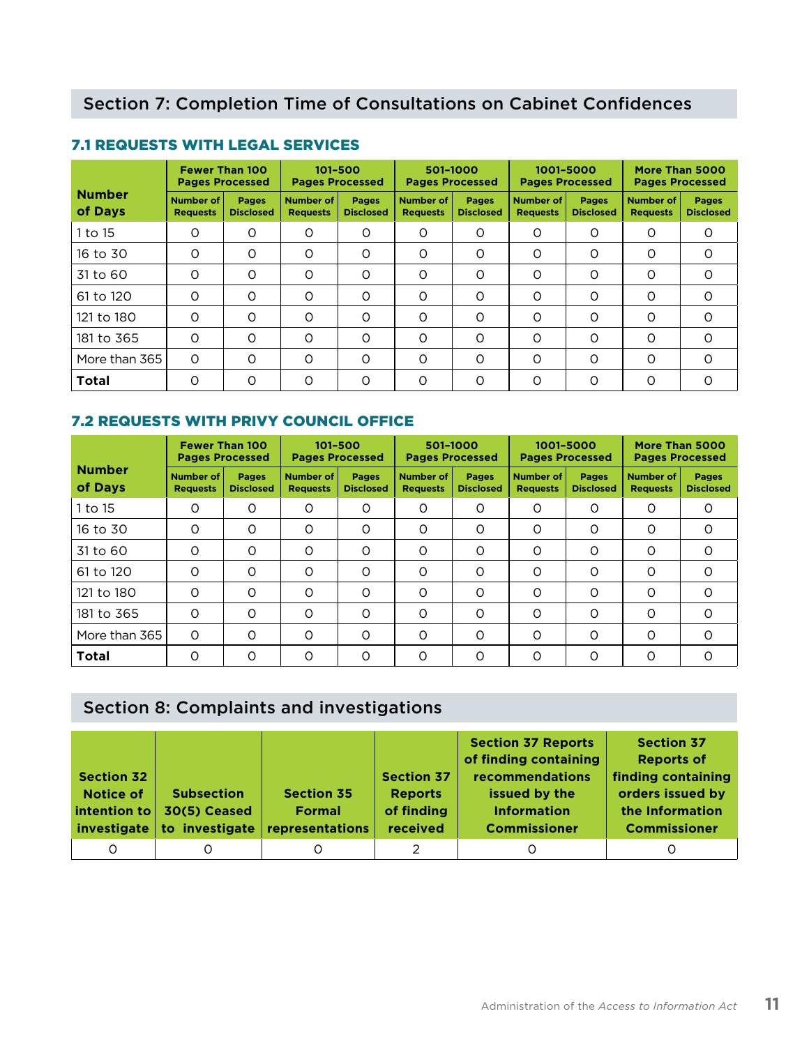## Section 7: Completion Time of Consultations on Cabinet Confidences

### 7.1 REQUESTS WITH LEGAL SERVICES

| Number of Days | Fewer Than 100 Pages Processed | | 101-500 Pages Processed | | 501-1000 Pages Processed | | 1001-5000 Pages Processed | | More Than 5000 Pages Processed | |
|---|---|---|---|---|---|---|---|---|---|---|
| | Number of Requests | Pages Disclosed | Number of Requests | Pages Disclosed | Number of Requests | Pages Disclosed | Number of Requests | Pages Disclosed | Number of Requests | Pages Disclosed |
| 1 to 15 | 0 | 0 | 0 | 0 | 0 | 0 | 0 | 0 | 0 | 0 |
| 16 to 30 | 0 | 0 | 0 | 0 | 0 | 0 | 0 | 0 | 0 | 0 |
| 31 to 60 | 0 | 0 | 0 | 0 | 0 | 0 | 0 | 0 | 0 | 0 |
| 61 to 120 | 0 | 0 | 0 | 0 | 0 | 0 | 0 | 0 | 0 | 0 |
| 121 to 180 | 0 | 0 | 0 | 0 | 0 | 0 | 0 | 0 | 0 | 0 |
| 181 to 365 | 0 | 0 | 0 | 0 | 0 | 0 | 0 | 0 | 0 | 0 |
| More than 365 | 0 | 0 | 0 | 0 | 0 | 0 | 0 | 0 | 0 | 0 |
| **Total** | 0 | 0 | 0 | 0 | 0 | 0 | 0 | 0 | 0 | 0 |

### 7.2 REQUESTS WITH PRIVY COUNCIL OFFICE

| Number of Days | Fewer Than 100 Pages Processed | | 101-500 Pages Processed | | 501-1000 Pages Processed | | 1001-5000 Pages Processed | | More Than 5000 Pages Processed | |
|---|---|---|---|---|---|---|---|---|---|---|
| | Number of Requests | Pages Disclosed | Number of Requests | Pages Disclosed | Number of Requests | Pages Disclosed | Number of Requests | Pages Disclosed | Number of Requests | Pages Disclosed |
| 1 to 15 | 0 | 0 | 0 | 0 | 0 | 0 | 0 | 0 | 0 | 0 |
| 16 to 30 | 0 | 0 | 0 | 0 | 0 | 0 | 0 | 0 | 0 | 0 |
| 31 to 60 | 0 | 0 | 0 | 0 | 0 | 0 | 0 | 0 | 0 | 0 |
| 61 to 120 | 0 | 0 | 0 | 0 | 0 | 0 | 0 | 0 | 0 | 0 |
| 121 to 180 | 0 | 0 | 0 | 0 | 0 | 0 | 0 | 0 | 0 | 0 |
| 181 to 365 | 0 | 0 | 0 | 0 | 0 | 0 | 0 | 0 | 0 | 0 |
| More than 365 | 0 | 0 | 0 | 0 | 0 | 0 | 0 | 0 | 0 | 0 |
| **Total** | 0 | 0 | 0 | 0 | 0 | 0 | 0 | 0 | 0 | 0 |

## Section 8: Complaints and investigations

| Section 32 Notice of intention to investigate | Subsection 30(5) Ceased to investigate | Section 35 Formal representations | Section 37 Reports of finding received | Section 37 Reports of finding containing recommendations issued by the Information Commissioner | Section 37 Reports of finding containing orders issued by the Information Commissioner |
|---|---|---|---|---|---|
| 0 | 0 | 0 | 2 | 0 | 0 |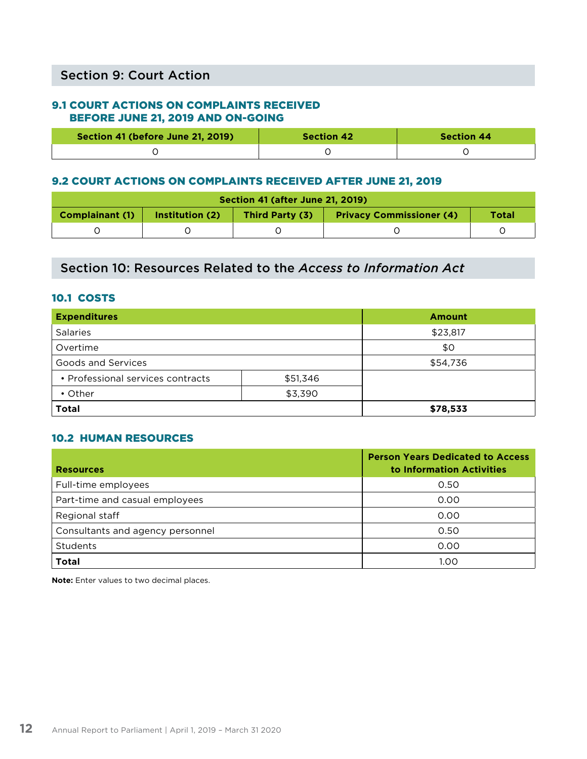## Section 9: Court Action

### 9.1 COURT ACTIONS ON COMPLAINTS RECEIVED BEFORE JUNE 21, 2019 AND ON-GOING

| Section 41 (before June 21, 2019) | Section 42 | Section 44 |
|---|---|---|
| 0 | 0 | 0 |

### 9.2 COURT ACTIONS ON COMPLAINTS RECEIVED AFTER JUNE 21, 2019

| Section 41 (after June 21, 2019) | | | | |
|---|---|---|---|---|
| Complainant (1) | Institution (2) | Third Party (3) | Privacy Commissioner (4) | Total |
| 0 | 0 | 0 | 0 | 0 |

## Section 10: Resources Related to the *Access to Information Act*

### 10.1 COSTS

| Expenditures | | Amount |
|---|---|---|
| Salaries | | $23,817 |
| Overtime | | $0 |
| Goods and Services | | $54,736 |
| • Professional services contracts | $51,346 | |
| • Other | $3,390 | |
| **Total** | | **$78,533** |

### 10.2 HUMAN RESOURCES

| Resources | Person Years Dedicated to Access to Information Activities |
|---|---|
| Full-time employees | 0.50 |
| Part-time and casual employees | 0.00 |
| Regional staff | 0.00 |
| Consultants and agency personnel | 0.50 |
| Students | 0.00 |
| **Total** | 1.00 |

**Note:** Enter values to two decimal places.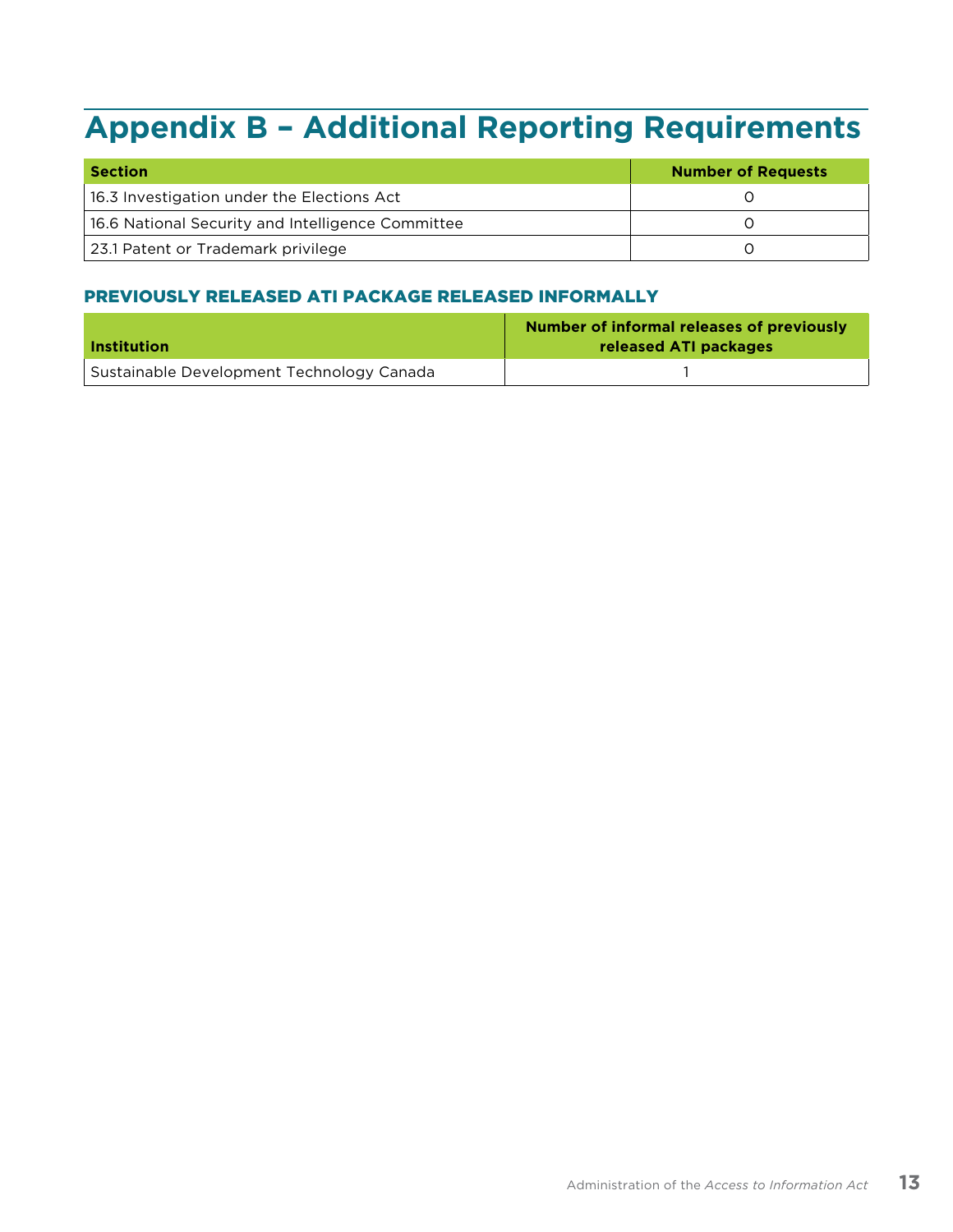# Appendix B – Additional Reporting Requirements

| Section | Number of Requests |
|---|---|
| 16.3 Investigation under the Elections Act | 0 |
| 16.6 National Security and Intelligence Committee | 0 |
| 23.1 Patent or Trademark privilege | 0 |

### PREVIOUSLY RELEASED ATI PACKAGE RELEASED INFORMALLY

| Institution | Number of informal releases of previously released ATI packages |
|---|---|
| Sustainable Development Technology Canada | 1 |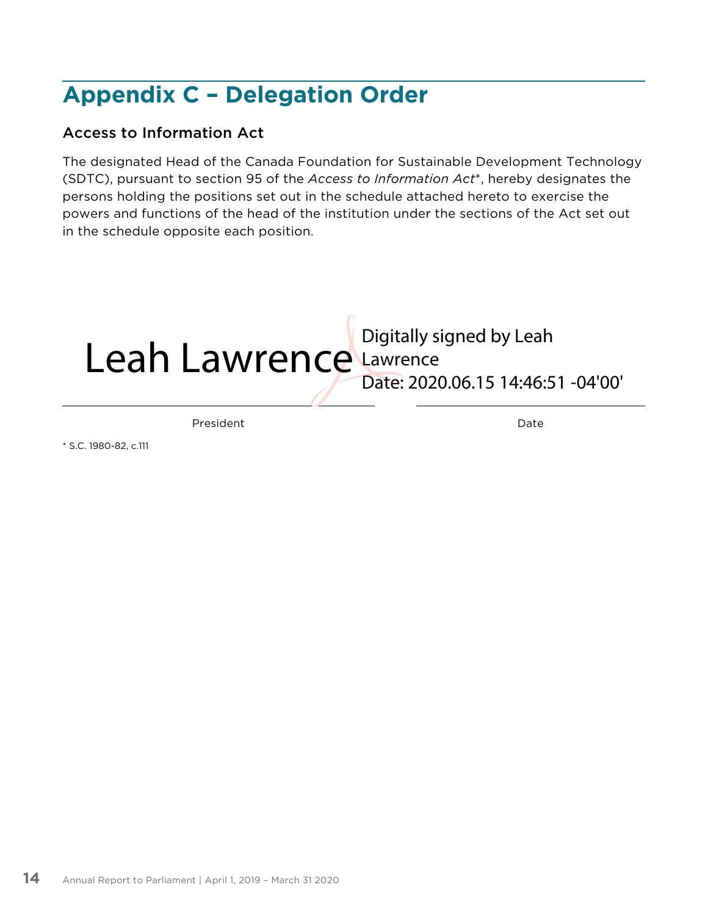## Appendix C – Delegation Order

### Access to Information Act

The designated Head of the Canada Foundation for Sustainable Development Technology (SDTC), pursuant to section 95 of the *Access to Information Act*\*, hereby designates the persons holding the positions set out in the schedule attached hereto to exercise the powers and functions of the head of the institution under the sections of the Act set out in the schedule opposite each position.

Leah Lawrence — Digitally signed by Leah Lawrence
Date: 2020.06.15 14:46:51 -04'00'

President — Date

\* S.C. 1980-82, c.111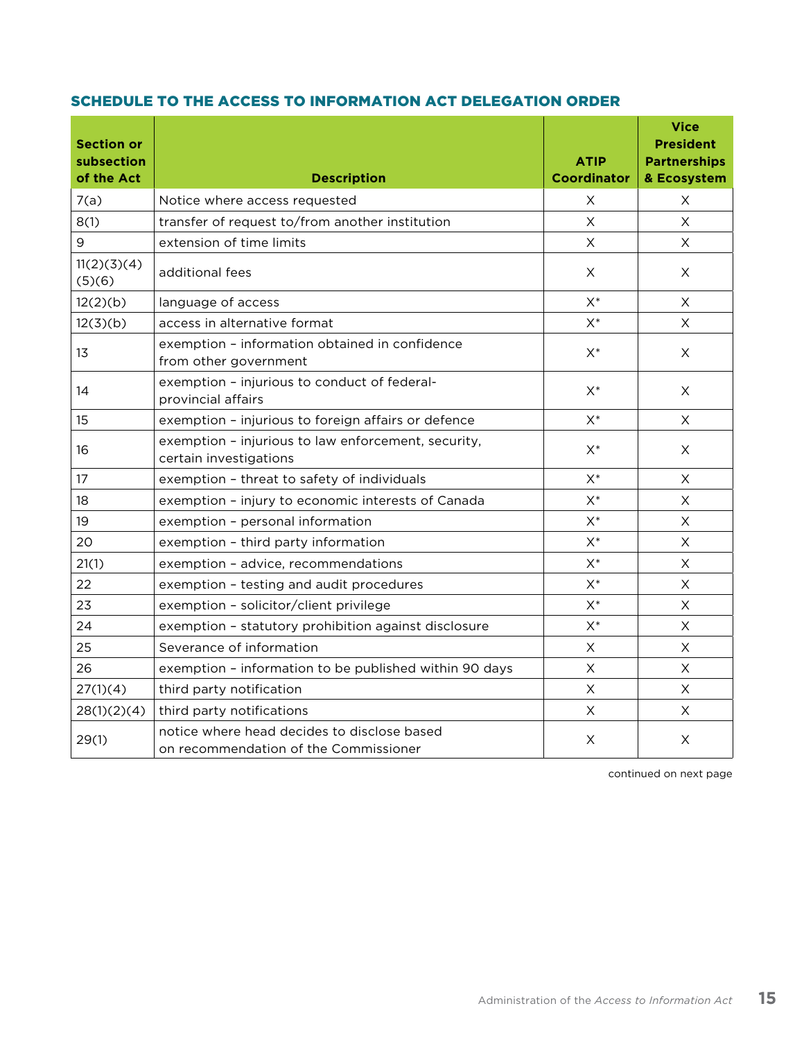### SCHEDULE TO THE ACCESS TO INFORMATION ACT DELEGATION ORDER

| Section or subsection of the Act | Description | ATIP Coordinator | Vice President Partnerships & Ecosystem |
|---|---|---|---|
| 7(a) | Notice where access requested | X | X |
| 8(1) | transfer of request to/from another institution | X | X |
| 9 | extension of time limits | X | X |
| 11(2)(3)(4)(5)(6) | additional fees | X | X |
| 12(2)(b) | language of access | X* | X |
| 12(3)(b) | access in alternative format | X* | X |
| 13 | exemption – information obtained in confidence from other government | X* | X |
| 14 | exemption – injurious to conduct of federal-provincial affairs | X* | X |
| 15 | exemption – injurious to foreign affairs or defence | X* | X |
| 16 | exemption – injurious to law enforcement, security, certain investigations | X* | X |
| 17 | exemption – threat to safety of individuals | X* | X |
| 18 | exemption – injury to economic interests of Canada | X* | X |
| 19 | exemption – personal information | X* | X |
| 20 | exemption – third party information | X* | X |
| 21(1) | exemption – advice, recommendations | X* | X |
| 22 | exemption – testing and audit procedures | X* | X |
| 23 | exemption – solicitor/client privilege | X* | X |
| 24 | exemption – statutory prohibition against disclosure | X* | X |
| 25 | Severance of information | X | X |
| 26 | exemption – information to be published within 90 days | X | X |
| 27(1)(4) | third party notification | X | X |
| 28(1)(2)(4) | third party notifications | X | X |
| 29(1) | notice where head decides to disclose based on recommendation of the Commissioner | X | X |

continued on next page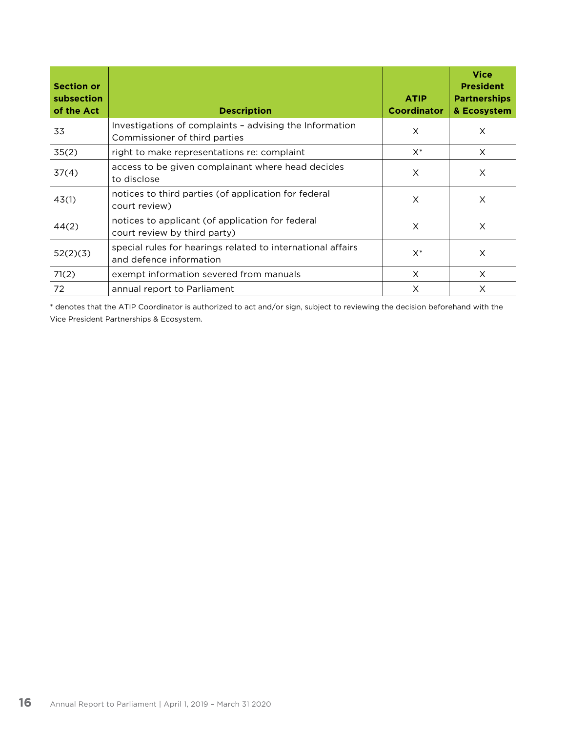| Section or subsection of the Act | Description | ATIP Coordinator | Vice President Partnerships & Ecosystem |
| --- | --- | --- | --- |
| 33 | Investigations of complaints – advising the Information Commissioner of third parties | X | X |
| 35(2) | right to make representations re: complaint | X* | X |
| 37(4) | access to be given complainant where head decides to disclose | X | X |
| 43(1) | notices to third parties (of application for federal court review) | X | X |
| 44(2) | notices to applicant (of application for federal court review by third party) | X | X |
| 52(2)(3) | special rules for hearings related to international affairs and defence information | X* | X |
| 71(2) | exempt information severed from manuals | X | X |
| 72 | annual report to Parliament | X | X |

* denotes that the ATIP Coordinator is authorized to act and/or sign, subject to reviewing the decision beforehand with the Vice President Partnerships & Ecosystem.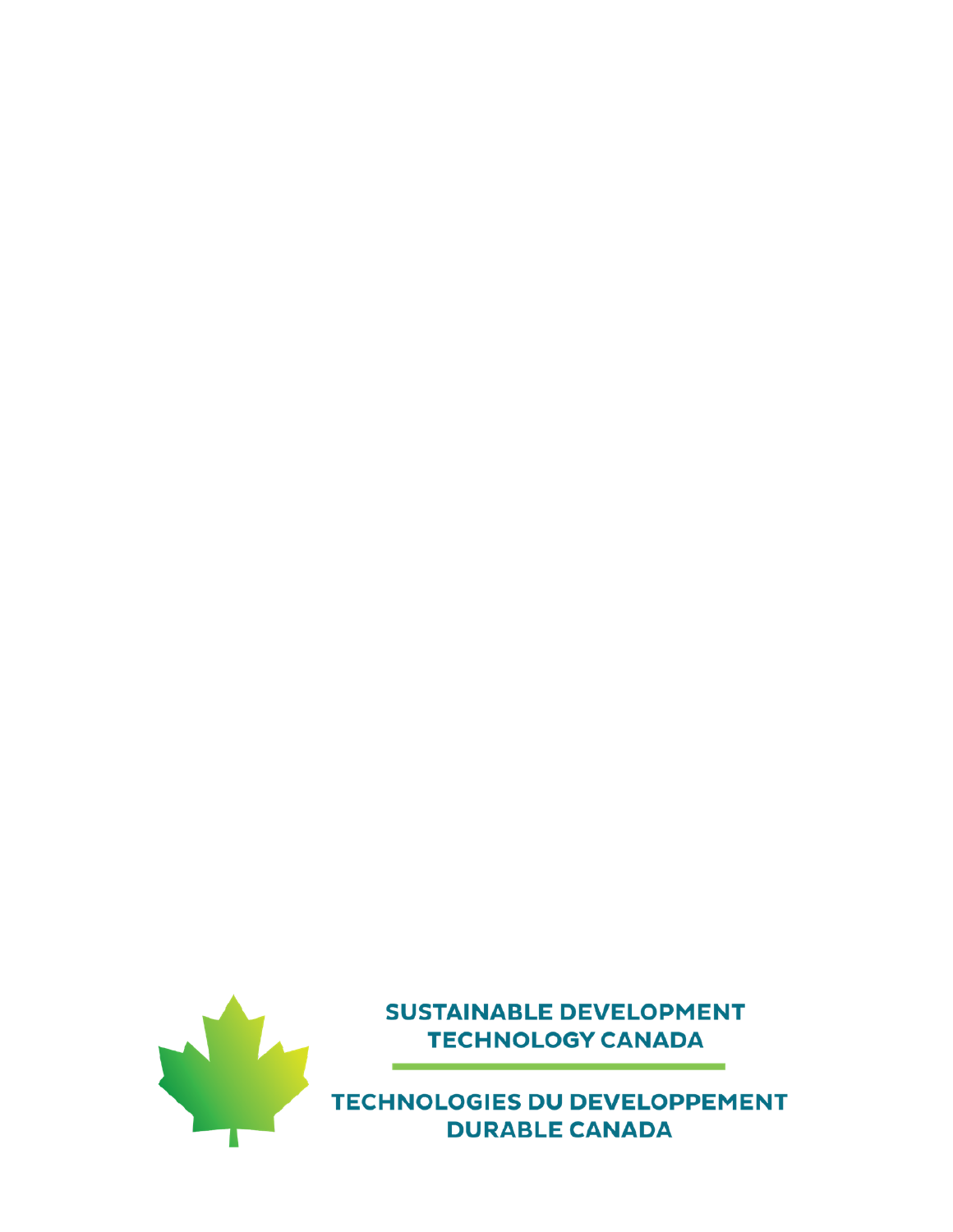SUSTAINABLE DEVELOPMENT
TECHNOLOGY CANADA

TECHNOLOGIES DU DEVELOPPEMENT
DURABLE CANADA